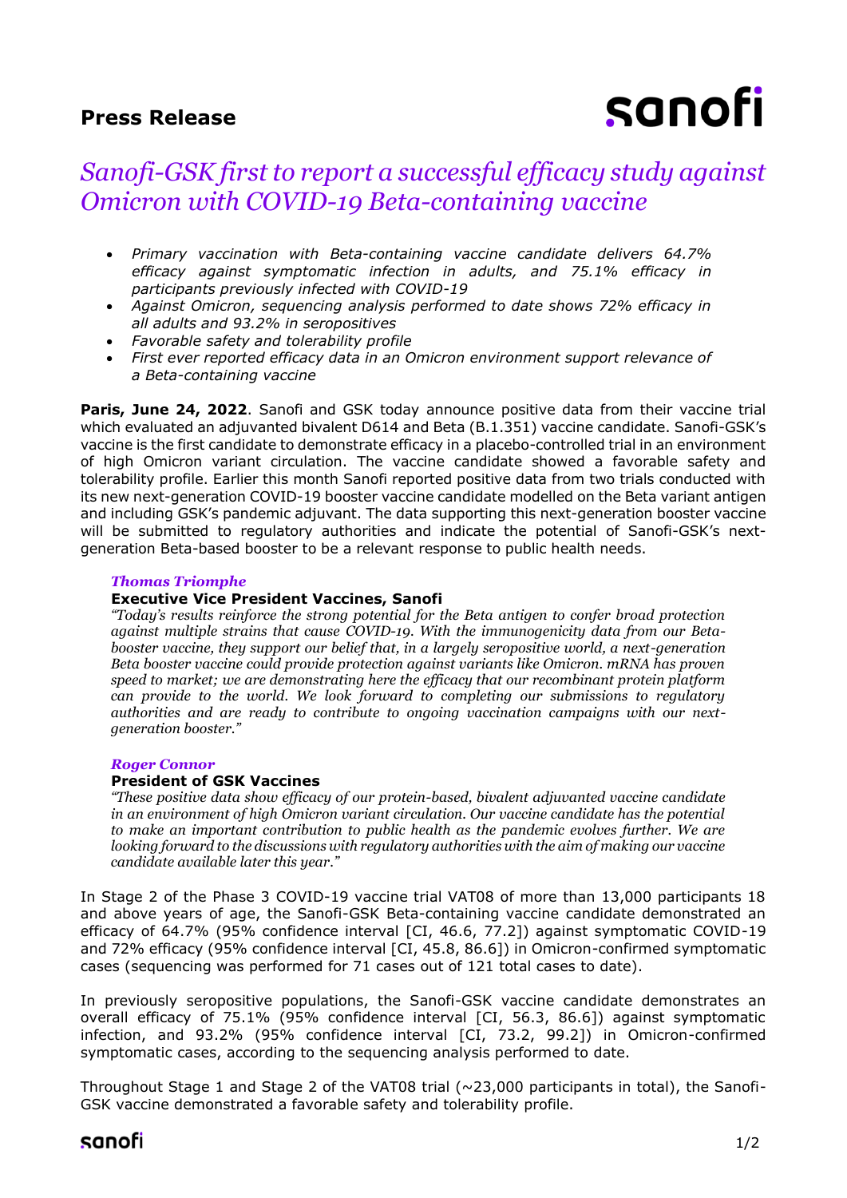# Press Release

## *Sanofi-GSK first to report a successful efficacy study against Omicron with COVID-19 Beta-containing vaccine*

- *Primary vaccination with Beta-containing vaccine candidate delivers 64.7% efficacy against symptomatic infection in adults, and 75.1% efficacy in participants previously infected with COVID-19*
- *Against Omicron, sequencing analysis performed to date shows 72% efficacy in all adults and 93.2% in seropositives*
- *Favorable safety and tolerability profile*
- *First ever reported efficacy data in an Omicron environment support relevance of a Beta-containing vaccine*

**Paris, June 24, 2022**. Sanofi and GSK today announce positive data from their vaccine trial which evaluated an adjuvanted bivalent D614 and Beta (B.1.351) vaccine candidate. Sanofi-GSK's vaccine is the first candidate to demonstrate efficacy in a placebo-controlled trial in an environment of high Omicron variant circulation. The vaccine candidate showed a favorable safety and tolerability profile. Earlier this month Sanofi reported positive data from two trials conducted with its new next-generation COVID-19 booster vaccine candidate modelled on the Beta variant antigen and including GSK's pandemic adjuvant. The data supporting this next-generation booster vaccine will be submitted to regulatory authorities and indicate the potential of Sanofi-GSK's next-generation Beta-based booster to be a relevant response to public health needs.

***Thomas Triomphe***

**Executive Vice President Vaccines, Sanofi**

*"Today's results reinforce the strong potential for the Beta antigen to confer broad protection against multiple strains that cause COVID-19. With the immunogenicity data from our Beta-booster vaccine, they support our belief that, in a largely seropositive world, a next-generation Beta booster vaccine could provide protection against variants like Omicron. mRNA has proven speed to market; we are demonstrating here the efficacy that our recombinant protein platform can provide to the world. We look forward to completing our submissions to regulatory authorities and are ready to contribute to ongoing vaccination campaigns with our next-generation booster."*

***Roger Connor***

**President of GSK Vaccines**

*"These positive data show efficacy of our protein-based, bivalent adjuvanted vaccine candidate in an environment of high Omicron variant circulation. Our vaccine candidate has the potential to make an important contribution to public health as the pandemic evolves further. We are looking forward to the discussions with regulatory authorities with the aim of making our vaccine candidate available later this year."*

In Stage 2 of the Phase 3 COVID-19 vaccine trial VAT08 of more than 13,000 participants 18 and above years of age, the Sanofi-GSK Beta-containing vaccine candidate demonstrated an efficacy of 64.7% (95% confidence interval [CI, 46.6, 77.2]) against symptomatic COVID-19 and 72% efficacy (95% confidence interval [CI, 45.8, 86.6]) in Omicron-confirmed symptomatic cases (sequencing was performed for 71 cases out of 121 total cases to date).

In previously seropositive populations, the Sanofi-GSK vaccine candidate demonstrates an overall efficacy of 75.1% (95% confidence interval [CI, 56.3, 86.6]) against symptomatic infection, and 93.2% (95% confidence interval [CI, 73.2, 99.2]) in Omicron-confirmed symptomatic cases, according to the sequencing analysis performed to date.

Throughout Stage 1 and Stage 2 of the VAT08 trial (~23,000 participants in total), the Sanofi-GSK vaccine demonstrated a favorable safety and tolerability profile.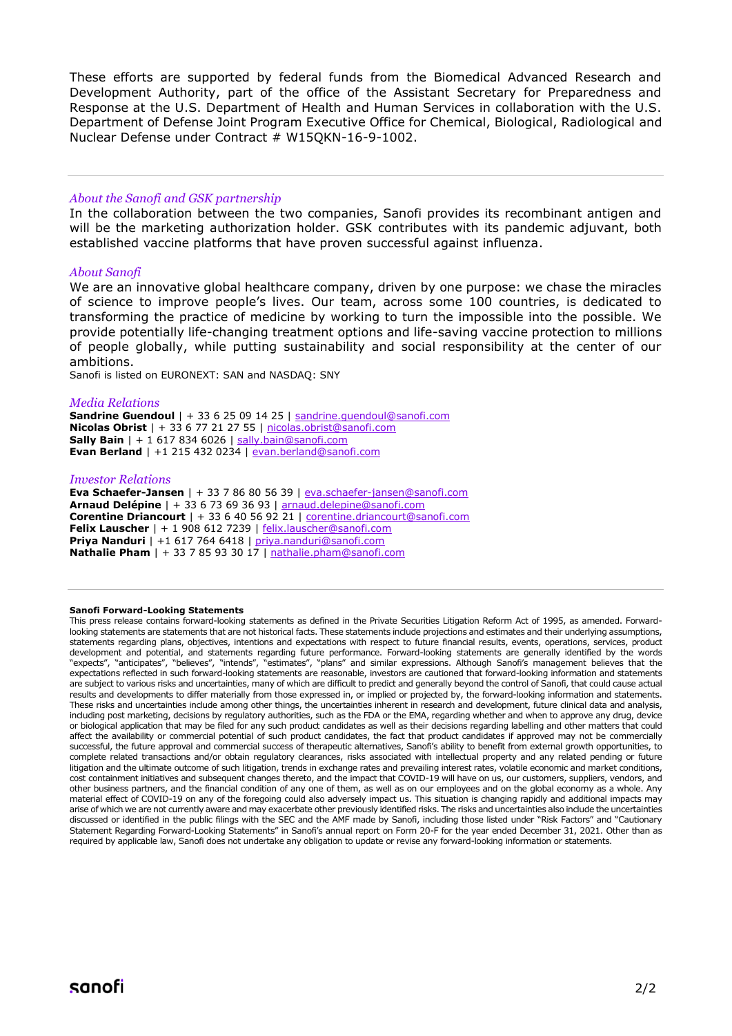These efforts are supported by federal funds from the Biomedical Advanced Research and Development Authority, part of the office of the Assistant Secretary for Preparedness and Response at the U.S. Department of Health and Human Services in collaboration with the U.S. Department of Defense Joint Program Executive Office for Chemical, Biological, Radiological and Nuclear Defense under Contract # W15QKN-16-9-1002.

---

*About the Sanofi and GSK partnership*

In the collaboration between the two companies, Sanofi provides its recombinant antigen and will be the marketing authorization holder. GSK contributes with its pandemic adjuvant, both established vaccine platforms that have proven successful against influenza.

*About Sanofi*

We are an innovative global healthcare company, driven by one purpose: we chase the miracles of science to improve people's lives. Our team, across some 100 countries, is dedicated to transforming the practice of medicine by working to turn the impossible into the possible. We provide potentially life-changing treatment options and life-saving vaccine protection to millions of people globally, while putting sustainability and social responsibility at the center of our ambitions.

Sanofi is listed on EURONEXT: SAN and NASDAQ: SNY

*Media Relations*

**Sandrine Guendoul** | + 33 6 25 09 14 25 | sandrine.guendoul@sanofi.com
**Nicolas Obrist** | + 33 6 77 21 27 55 | nicolas.obrist@sanofi.com
**Sally Bain** | + 1 617 834 6026 | sally.bain@sanofi.com
**Evan Berland** | +1 215 432 0234 | evan.berland@sanofi.com

*Investor Relations*

**Eva Schaefer-Jansen** | + 33 7 86 80 56 39 | eva.schaefer-jansen@sanofi.com
**Arnaud Delépine** | + 33 6 73 69 36 93 | arnaud.delepine@sanofi.com
**Corentine Driancourt** | + 33 6 40 56 92 21 | corentine.driancourt@sanofi.com
**Felix Lauscher** | + 1 908 612 7239 | felix.lauscher@sanofi.com
**Priya Nanduri** | +1 617 764 6418 | priya.nanduri@sanofi.com
**Nathalie Pham** | + 33 7 85 93 30 17 | nathalie.pham@sanofi.com

---

**Sanofi Forward-Looking Statements**

This press release contains forward-looking statements as defined in the Private Securities Litigation Reform Act of 1995, as amended. Forward-looking statements are statements that are not historical facts. These statements include projections and estimates and their underlying assumptions, statements regarding plans, objectives, intentions and expectations with respect to future financial results, events, operations, services, product development and potential, and statements regarding future performance. Forward-looking statements are generally identified by the words "expects", "anticipates", "believes", "intends", "estimates", "plans" and similar expressions. Although Sanofi's management believes that the expectations reflected in such forward-looking statements are reasonable, investors are cautioned that forward-looking information and statements are subject to various risks and uncertainties, many of which are difficult to predict and generally beyond the control of Sanofi, that could cause actual results and developments to differ materially from those expressed in, or implied or projected by, the forward-looking information and statements. These risks and uncertainties include among other things, the uncertainties inherent in research and development, future clinical data and analysis, including post marketing, decisions by regulatory authorities, such as the FDA or the EMA, regarding whether and when to approve any drug, device or biological application that may be filed for any such product candidates as well as their decisions regarding labelling and other matters that could affect the availability or commercial potential of such product candidates, the fact that product candidates if approved may not be commercially successful, the future approval and commercial success of therapeutic alternatives, Sanofi's ability to benefit from external growth opportunities, to complete related transactions and/or obtain regulatory clearances, risks associated with intellectual property and any related pending or future litigation and the ultimate outcome of such litigation, trends in exchange rates and prevailing interest rates, volatile economic and market conditions, cost containment initiatives and subsequent changes thereto, and the impact that COVID-19 will have on us, our customers, suppliers, vendors, and other business partners, and the financial condition of any one of them, as well as on our employees and on the global economy as a whole. Any material effect of COVID-19 on any of the foregoing could also adversely impact us. This situation is changing rapidly and additional impacts may arise of which we are not currently aware and may exacerbate other previously identified risks. The risks and uncertainties also include the uncertainties discussed or identified in the public filings with the SEC and the AMF made by Sanofi, including those listed under "Risk Factors" and "Cautionary Statement Regarding Forward-Looking Statements" in Sanofi's annual report on Form 20-F for the year ended December 31, 2021. Other than as required by applicable law, Sanofi does not undertake any obligation to update or revise any forward-looking information or statements.